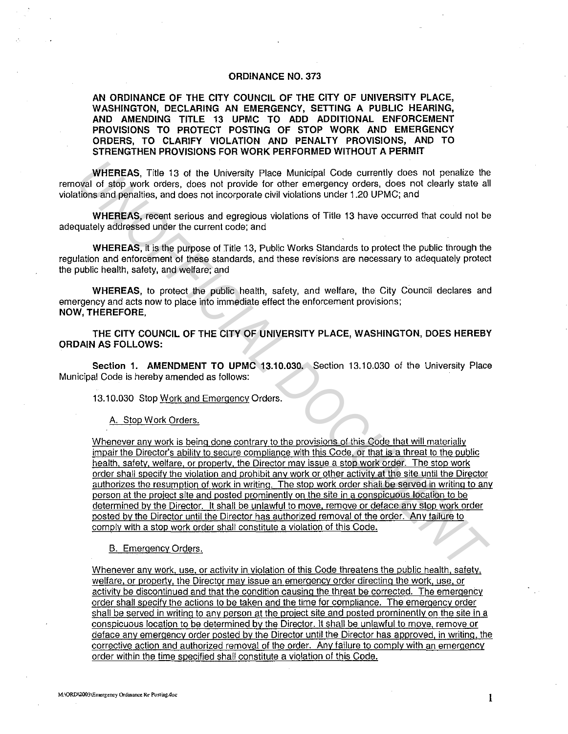# ORDINANCE NO. 373

**AN ORDINANCE OF THE CITY COUNCIL OF THE CITY OF UNIVERSITY PLACE, WASHINGTON, DECLARING AN EMERGENCY, SETTING A PUBLIC HEARING, AND AMENDING TITLE 13 UPMC TO ADD ADDITIONAL ENFORCEMENT PROVISIONS TO PROTECT POSTING OF STOP WORK AND EMERGENCY ORDERS, TO CLARIFY VIOLATION AND PENALTY PROVISIONS, AND TO STRENGTHEN PROVISIONS FOR WORK PERFORMED WITHOUT A PERMIT**

**WHEREAS**, Title 13 of the University Place Municipal Code currently does not penalize the removal of stop work orders, does not provide for other emergency orders, does not clearly state all violations and penalties, and does not incorporate civil violations under 1.20 UPMC; and

**WHEREAS**, recent serious and egregious violations of Title 13 have occurred that could not be adequately addressed under the current code; and

**WHEREAS**, it is the purpose of Title 13, Public Works Standards to protect the public through the regulation and enforcement of these standards, and these revisions are necessary to adequately protect the public health, safety, and welfare; and

**WHEREAS**, to protect the public health, safety, and welfare, the City Council declares and emergency and acts now to place into immediate effect the enforcement provisions;
**NOW, THEREFORE,**

**THE CITY COUNCIL OF THE CITY OF UNIVERSITY PLACE, WASHINGTON, DOES HEREBY ORDAIN AS FOLLOWS:**

**Section 1. AMENDMENT TO UPMC 13.10.030.** Section 13.10.030 of the University Place Municipal Code is hereby amended as follows:

13.10.030 Stop <u>Work and Emergency</u> Orders.

<u>A. Stop Work Orders.</u>

<u>Whenever any work is being done contrary to the provisions of this Code that will materially impair the Director's ability to secure compliance with this Code, or that is a threat to the public health, safety, welfare, or property, the Director may issue a stop work order. The stop work order shall specify the violation and prohibit any work or other activity at the site until the Director authorizes the resumption of work in writing. The stop work order shall be served in writing to any person at the project site and posted prominently on the site in a conspicuous location to be determined by the Director. It shall be unlawful to move, remove or deface any stop work order posted by the Director until the Director has authorized removal of the order. Any failure to comply with a stop work order shall constitute a violation of this Code.</u>

<u>B. Emergency Orders.</u>

<u>Whenever any work, use, or activity in violation of this Code threatens the public health, safety, welfare, or property, the Director may issue an emergency order directing the work, use, or activity be discontinued and that the condition causing the threat be corrected. The emergency order shall specify the actions to be taken and the time for compliance. The emergency order shall be served in writing to any person at the project site and posted prominently on the site in a conspicuous location to be determined by the Director. It shall be unlawful to move, remove or deface any emergency order posted by the Director until the Director has approved, in writing, the corrective action and authorized removal of the order. Any failure to comply with an emergency order within the time specified shall constitute a violation of this Code.</u>

M:\ORD\2003\Emergency Ordinance Re Posting.doc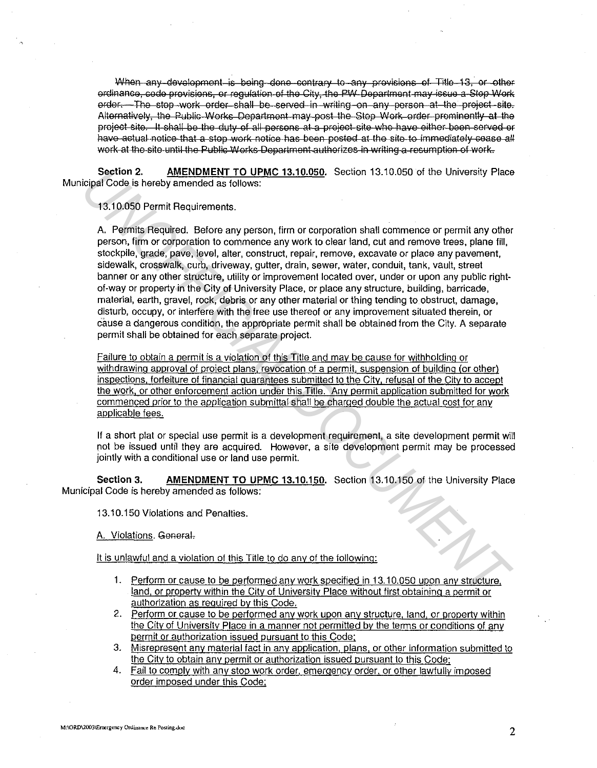~~When any development is being done contrary to any provisions of Title 13, or other ordinance, code provisions, or regulation of the City, the PW Department may issue a Stop Work order. The stop work order shall be served in writing on any person at the project site. Alternatively, the Public Works Department may post the Stop Work order prominently at the project site. It shall be the duty of all persons at a project site who have either been served or have actual notice that a stop work notice has been posted at the site to immediately cease all work at the site until the Public Works Department authorizes in writing a resumption of work.~~

**Section 2.** **AMENDMENT TO UPMC 13.10.050.** Section 13.10.050 of the University Place Municipal Code is hereby amended as follows:

13.10.050 Permit Requirements.

A. Permits Required. Before any person, firm or corporation shall commence or permit any other person, firm or corporation to commence any work to clear land, cut and remove trees, plane fill, stockpile, grade, pave, level, alter, construct, repair, remove, excavate or place any pavement, sidewalk, crosswalk, curb, driveway, gutter, drain, sewer, water, conduit, tank, vault, street banner or any other structure, utility or improvement located over, under or upon any public right-of-way or property in the City of University Place, or place any structure, building, barricade, material, earth, gravel, rock, debris or any other material or thing tending to obstruct, damage, disturb, occupy, or interfere with the free use thereof or any improvement situated therein, or cause a dangerous condition, the appropriate permit shall be obtained from the City. A separate permit shall be obtained for each separate project.

<u>Failure to obtain a permit is a violation of this Title and may be cause for withholding or withdrawing approval of project plans, revocation of a permit, suspension of building (or other) inspections, forfeiture of financial guarantees submitted to the City, refusal of the City to accept the work, or other enforcement action under this Title. Any permit application submitted for work commenced prior to the application submittal shall be charged double the actual cost for any applicable fees.</u>

If a short plat or special use permit is a development requirement, a site development permit will not be issued until they are acquired. However, a site development permit may be processed jointly with a conditional use or land use permit.

**Section 3.** **AMENDMENT TO UPMC 13.10.150.** Section 13.10.150 of the University Place Municipal Code is hereby amended as follows:

13.10.150 Violations and Penalties.

<u>A. Violations.</u> ~~General.~~

<u>It is unlawful and a violation of this Title to do any of the following:</u>

1. <u>Perform or cause to be performed any work specified in 13.10.050 upon any structure, land, or property within the City of University Place without first obtaining a permit or authorization as required by this Code.</u>
2. <u>Perform or cause to be performed any work upon any structure, land, or property within the City of University Place in a manner not permitted by the terms or conditions of any permit or authorization issued pursuant to this Code;</u>
3. <u>Misrepresent any material fact in any application, plans, or other information submitted to the City to obtain any permit or authorization issued pursuant to this Code;</u>
4. <u>Fail to comply with any stop work order, emergency order, or other lawfully imposed order imposed under this Code;</u>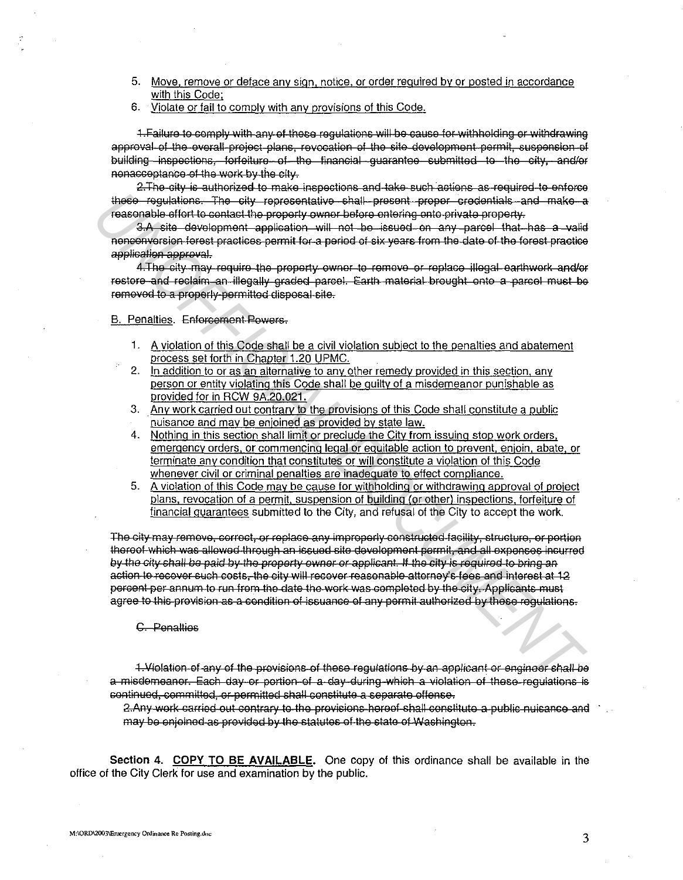5. <u>Move, remove or deface any sign, notice, or order required by or posted in accordance with this Code;</u>
6. <u>Violate or fail to comply with any provisions of this Code.</u>

~~1.Failure to comply with any of these regulations will be cause for withholding or withdrawing approval of the overall project plans, revocation of the site development permit, suspension of building inspections, forfeiture of the financial guarantee submitted to the city, and/or nonacceptance of the work by the city.~~

~~2.The city is authorized to make inspections and take such actions as required to enforce these regulations. The city representative shall present proper credentials and make a reasonable effort to contact the property owner before entering onto private property.~~

~~3.A site development application will not be issued on any parcel that has a valid nonconversion forest practices permit for a period of six years from the date of the forest practice application approval.~~

~~4.The city may require the property owner to remove or replace illegal earthwork and/or restore and reclaim an illegally graded parcel. Earth material brought onto a parcel must be removed to a properly permitted disposal site.~~

B. <u>Penalties</u>. ~~Enforcement Powers.~~

1. <u>A violation of this Code shall be a civil violation subject to the penalties and abatement process set forth in Chapter 1.20 UPMC.</u>
2. <u>In addition to or as an alternative to any other remedy provided in this section, any person or entity violating this Code shall be guilty of a misdemeanor punishable as provided for in RCW 9A.20.021.</u>
3. <u>Any work carried out contrary to the provisions of this Code shall constitute a public nuisance and may be enjoined as provided by state law.</u>
4. <u>Nothing in this section shall limit or preclude the City from issuing stop work orders, emergency orders, or commencing legal or equitable action to prevent, enjoin, abate, or terminate any condition that constitutes or will constitute a violation of this Code whenever civil or criminal penalties are inadequate to effect compliance.</u>
5. <u>A violation of this Code may be cause for withholding or withdrawing approval of project plans, revocation of a permit, suspension of building (or other) inspections, forfeiture of financial guarantees</u> submitted to the City, and refusal of the City to accept the work.

~~The city may remove, correct, or replace any improperly constructed facility, structure, or portion thereof which was allowed through an issued site development permit, and all expenses incurred by the city shall be paid by the property owner or applicant. If the city is required to bring an action to recover such costs, the city will recover reasonable attorney's fees and interest at 12 percent per annum to run from the date the work was completed by the city. Applicants must agree to this provision as a condition of issuance of any permit authorized by these regulations.~~

~~C. Penalties~~

~~1.Violation of any of the provisions of these regulations by an applicant or engineer shall be a misdemeanor. Each day or portion of a day during which a violation of these regulations is continued, committed, or permitted shall constitute a separate offense.~~

~~2.Any work carried out contrary to the provisions hereof shall constitute a public nuisance and may be enjoined as provided by the statutes of the state of Washington.~~

**Section 4. <u>COPY TO BE AVAILABLE</u>.** One copy of this ordinance shall be available in the office of the City Clerk for use and examination by the public.

M:\ORD\2003\Emergency Ordinance Re Posting.doc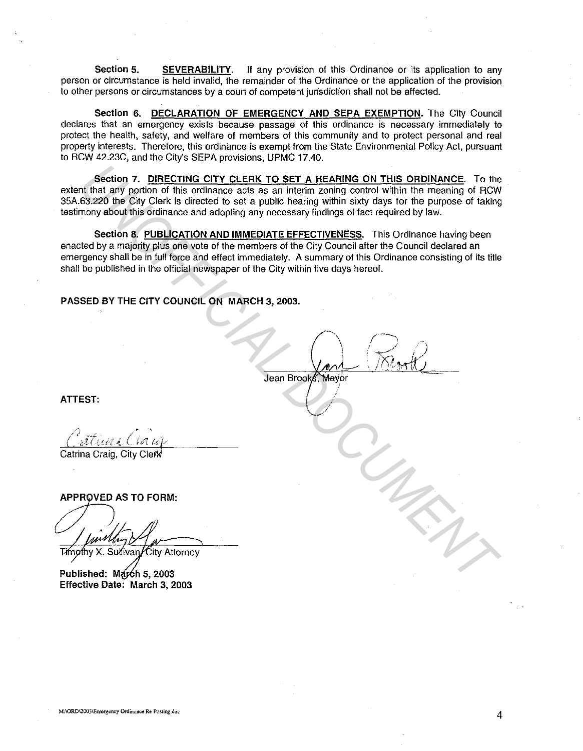**Section 5.** **SEVERABILITY.** If any provision of this Ordinance or its application to any person or circumstance is held invalid, the remainder of the Ordinance or the application of the provision to other persons or circumstances by a court of competent jurisdiction shall not be affected.

**Section 6.** **DECLARATION OF EMERGENCY AND SEPA EXEMPTION.** The City Council declares that an emergency exists because passage of this ordinance is necessary immediately to protect the health, safety, and welfare of members of this community and to protect personal and real property interests. Therefore, this ordinance is exempt from the State Environmental Policy Act, pursuant to RCW 42.23C, and the City's SEPA provisions, UPMC 17.40.

**Section 7.** **DIRECTING CITY CLERK TO SET A HEARING ON THIS ORDINANCE.** To the extent that any portion of this ordinance acts as an interim zoning control within the meaning of RCW 35A.63.220 the City Clerk is directed to set a public hearing within sixty days for the purpose of taking testimony about this ordinance and adopting any necessary findings of fact required by law.

**Section 8.** **PUBLICATION AND IMMEDIATE EFFECTIVENESS.** This Ordinance having been enacted by a majority plus one vote of the members of the City Council after the Council declared an emergency shall be in full force and effect immediately. A summary of this Ordinance consisting of its title shall be published in the official newspaper of the City within five days hereof.

**PASSED BY THE CITY COUNCIL ON MARCH 3, 2003.**

Jean Brooks, Mayor

**ATTEST:**

Catrina Craig, City Clerk

**APPROVED AS TO FORM:**

Timothy X. Sullivan, City Attorney

**Published: March 5, 2003**
**Effective Date: March 3, 2003**

M:\ORD\2003\Emergency Ordinance Re Posting.doc